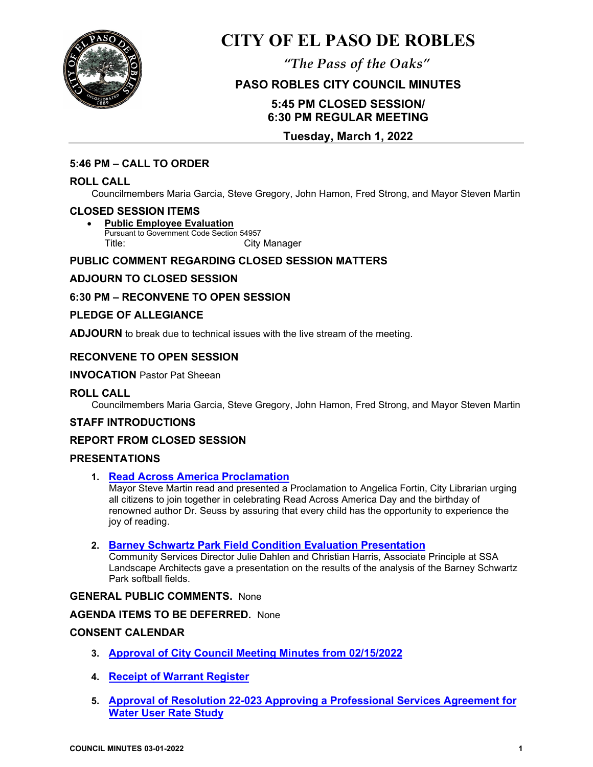# CITY OF EL PASO DE ROBLES

*"The Pass of the Oaks"*

**PASO ROBLES CITY COUNCIL MINUTES**

**5:45 PM CLOSED SESSION/**
**6:30 PM REGULAR MEETING**

**Tuesday, March 1, 2022**

---

## 5:46 PM – CALL TO ORDER

## ROLL CALL

Councilmembers Maria Garcia, Steve Gregory, John Hamon, Fred Strong, and Mayor Steven Martin

## CLOSED SESSION ITEMS

- **Public Employee Evaluation**
  Pursuant to Government Code Section 54957
  Title: City Manager

## PUBLIC COMMENT REGARDING CLOSED SESSION MATTERS

## ADJOURN TO CLOSED SESSION

## 6:30 PM – RECONVENE TO OPEN SESSION

## PLEDGE OF ALLEGIANCE

**ADJOURN** to break due to technical issues with the live stream of the meeting.

## RECONVENE TO OPEN SESSION

**INVOCATION** Pastor Pat Sheean

## ROLL CALL

Councilmembers Maria Garcia, Steve Gregory, John Hamon, Fred Strong, and Mayor Steven Martin

## STAFF INTRODUCTIONS

## REPORT FROM CLOSED SESSION

## PRESENTATIONS

1. **Read Across America Proclamation**
   Mayor Steve Martin read and presented a Proclamation to Angelica Fortin, City Librarian urging all citizens to join together in celebrating Read Across America Day and the birthday of renowned author Dr. Seuss by assuring that every child has the opportunity to experience the joy of reading.

2. **Barney Schwartz Park Field Condition Evaluation Presentation**
   Community Services Director Julie Dahlen and Christian Harris, Associate Principle at SSA Landscape Architects gave a presentation on the results of the analysis of the Barney Schwartz Park softball fields.

**GENERAL PUBLIC COMMENTS.** None

**AGENDA ITEMS TO BE DEFERRED.** None

## CONSENT CALENDAR

3. **Approval of City Council Meeting Minutes from 02/15/2022**

4. **Receipt of Warrant Register**

5. **Approval of Resolution 22-023 Approving a Professional Services Agreement for Water User Rate Study**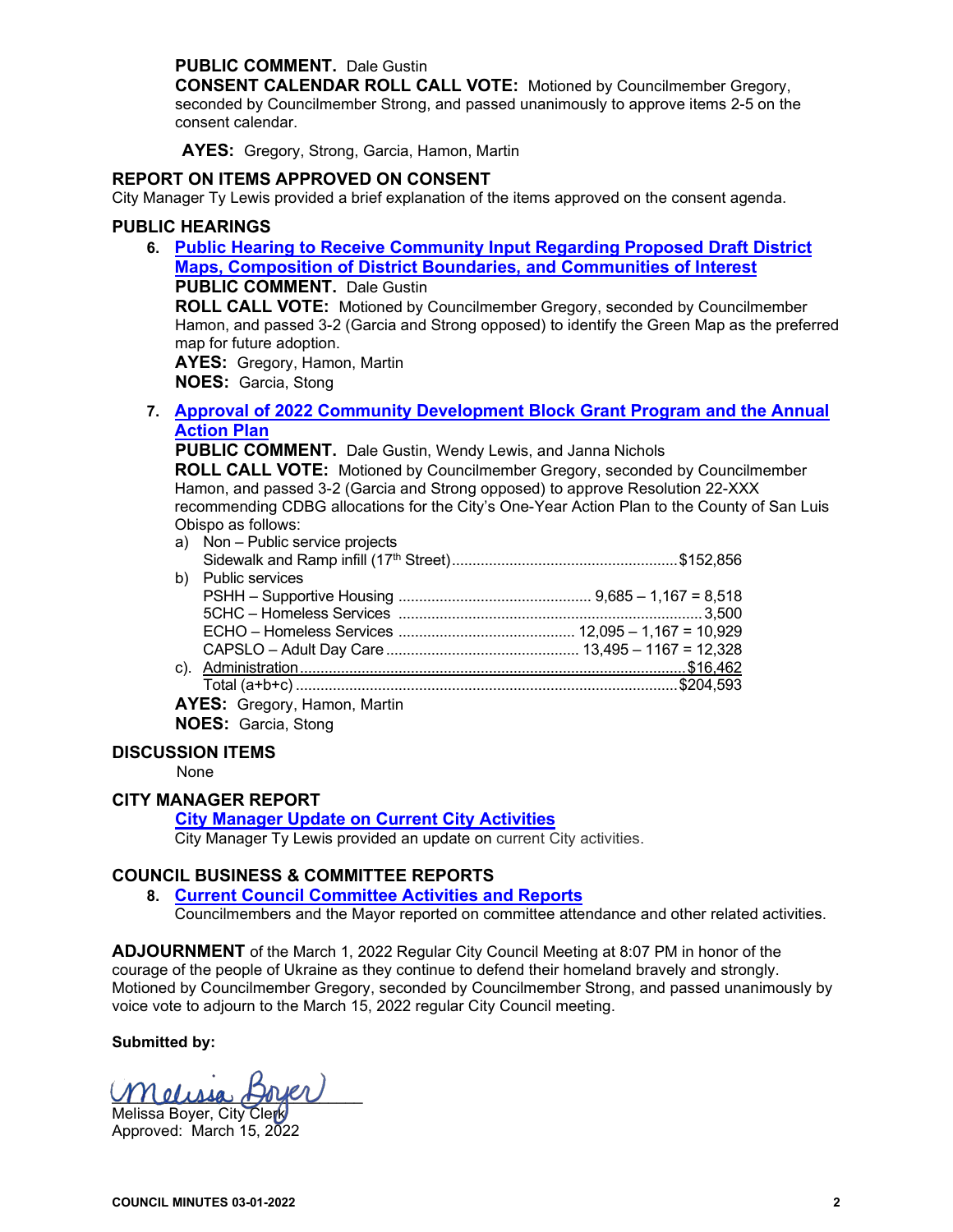**PUBLIC COMMENT.** Dale Gustin

**CONSENT CALENDAR ROLL CALL VOTE:** Motioned by Councilmember Gregory, seconded by Councilmember Strong, and passed unanimously to approve items 2-5 on the consent calendar.

**AYES:** Gregory, Strong, Garcia, Hamon, Martin

## REPORT ON ITEMS APPROVED ON CONSENT

City Manager Ty Lewis provided a brief explanation of the items approved on the consent agenda.

## PUBLIC HEARINGS

6. **Public Hearing to Receive Community Input Regarding Proposed Draft District Maps, Composition of District Boundaries, and Communities of Interest**

   **PUBLIC COMMENT.** Dale Gustin

   **ROLL CALL VOTE:** Motioned by Councilmember Gregory, seconded by Councilmember Hamon, and passed 3-2 (Garcia and Strong opposed) to identify the Green Map as the preferred map for future adoption.

   **AYES:** Gregory, Hamon, Martin

   **NOES:** Garcia, Stong

7. **Approval of 2022 Community Development Block Grant Program and the Annual Action Plan**

   **PUBLIC COMMENT.** Dale Gustin, Wendy Lewis, and Janna Nichols

   **ROLL CALL VOTE:** Motioned by Councilmember Gregory, seconded by Councilmember Hamon, and passed 3-2 (Garcia and Strong opposed) to approve Resolution 22-XXX recommending CDBG allocations for the City's One-Year Action Plan to the County of San Luis Obispo as follows:

   a) Non – Public service projects
      Sidewalk and Ramp infill (17th Street)....................................................$152,856

   b) Public services
      PSHH – Supportive Housing .............................................. 9,685 – 1,167 = 8,518
      5CHC – Homeless Services .........................................................................3,500
      ECHO – Homeless Services .......................................... 12,095 – 1,167 = 10,929
      CAPSLO – Adult Day Care .............................................. 13,495 – 1167 = 12,328

   c). Administration...........................................................................................$16,462
      Total (a+b+c) ............................................................................................$204,593

   **AYES:** Gregory, Hamon, Martin

   **NOES:** Garcia, Stong

## DISCUSSION ITEMS

None

## CITY MANAGER REPORT

**City Manager Update on Current City Activities**

City Manager Ty Lewis provided an update on current City activities.

## COUNCIL BUSINESS & COMMITTEE REPORTS

8. **Current Council Committee Activities and Reports**

   Councilmembers and the Mayor reported on committee attendance and other related activities.

**ADJOURNMENT** of the March 1, 2022 Regular City Council Meeting at 8:07 PM in honor of the courage of the people of Ukraine as they continue to defend their homeland bravely and strongly. Motioned by Councilmember Gregory, seconded by Councilmember Strong, and passed unanimously by voice vote to adjourn to the March 15, 2022 regular City Council meeting.

**Submitted by:**

Melissa Boyer

Melissa Boyer, City Clerk
Approved: March 15, 2022